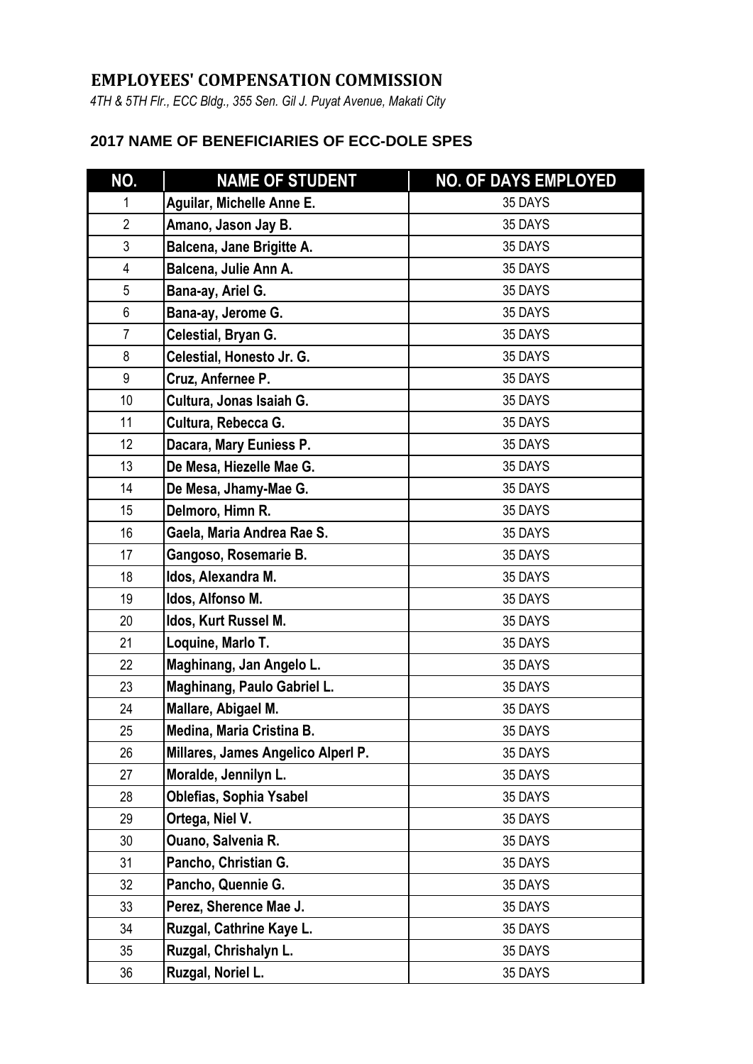# EMPLOYEES' COMPENSATION COMMISSION

*4TH & 5TH Flr., ECC Bldg., 355 Sen. Gil J. Puyat Avenue, Makati City*

## 2017 NAME OF BENEFICIARIES OF ECC-DOLE SPES

| NO. | NAME OF STUDENT | NO. OF DAYS EMPLOYED |
|---|---|---|
| 1 | **Aguilar, Michelle Anne E.** | 35 DAYS |
| 2 | **Amano, Jason Jay B.** | 35 DAYS |
| 3 | **Balcena, Jane Brigitte A.** | 35 DAYS |
| 4 | **Balcena, Julie Ann A.** | 35 DAYS |
| 5 | **Bana-ay, Ariel G.** | 35 DAYS |
| 6 | **Bana-ay, Jerome G.** | 35 DAYS |
| 7 | **Celestial, Bryan G.** | 35 DAYS |
| 8 | **Celestial, Honesto Jr. G.** | 35 DAYS |
| 9 | **Cruz, Anfernee P.** | 35 DAYS |
| 10 | **Cultura, Jonas Isaiah G.** | 35 DAYS |
| 11 | **Cultura, Rebecca G.** | 35 DAYS |
| 12 | **Dacara, Mary Euniess P.** | 35 DAYS |
| 13 | **De Mesa, Hiezelle Mae G.** | 35 DAYS |
| 14 | **De Mesa, Jhamy-Mae G.** | 35 DAYS |
| 15 | **Delmoro, Himn R.** | 35 DAYS |
| 16 | **Gaela, Maria Andrea Rae S.** | 35 DAYS |
| 17 | **Gangoso, Rosemarie B.** | 35 DAYS |
| 18 | **Idos, Alexandra M.** | 35 DAYS |
| 19 | **Idos, Alfonso M.** | 35 DAYS |
| 20 | **Idos, Kurt Russel M.** | 35 DAYS |
| 21 | **Loquine, Marlo T.** | 35 DAYS |
| 22 | **Maghinang, Jan Angelo L.** | 35 DAYS |
| 23 | **Maghinang, Paulo Gabriel L.** | 35 DAYS |
| 24 | **Mallare, Abigael M.** | 35 DAYS |
| 25 | **Medina, Maria Cristina B.** | 35 DAYS |
| 26 | **Millares, James Angelico Alperl P.** | 35 DAYS |
| 27 | **Moralde, Jennilyn L.** | 35 DAYS |
| 28 | **Oblefias, Sophia Ysabel** | 35 DAYS |
| 29 | **Ortega, Niel V.** | 35 DAYS |
| 30 | **Ouano, Salvenia R.** | 35 DAYS |
| 31 | **Pancho, Christian G.** | 35 DAYS |
| 32 | **Pancho, Quennie G.** | 35 DAYS |
| 33 | **Perez, Sherence Mae J.** | 35 DAYS |
| 34 | **Ruzgal, Cathrine Kaye L.** | 35 DAYS |
| 35 | **Ruzgal, Chrishalyn L.** | 35 DAYS |
| 36 | **Ruzgal, Noriel L.** | 35 DAYS |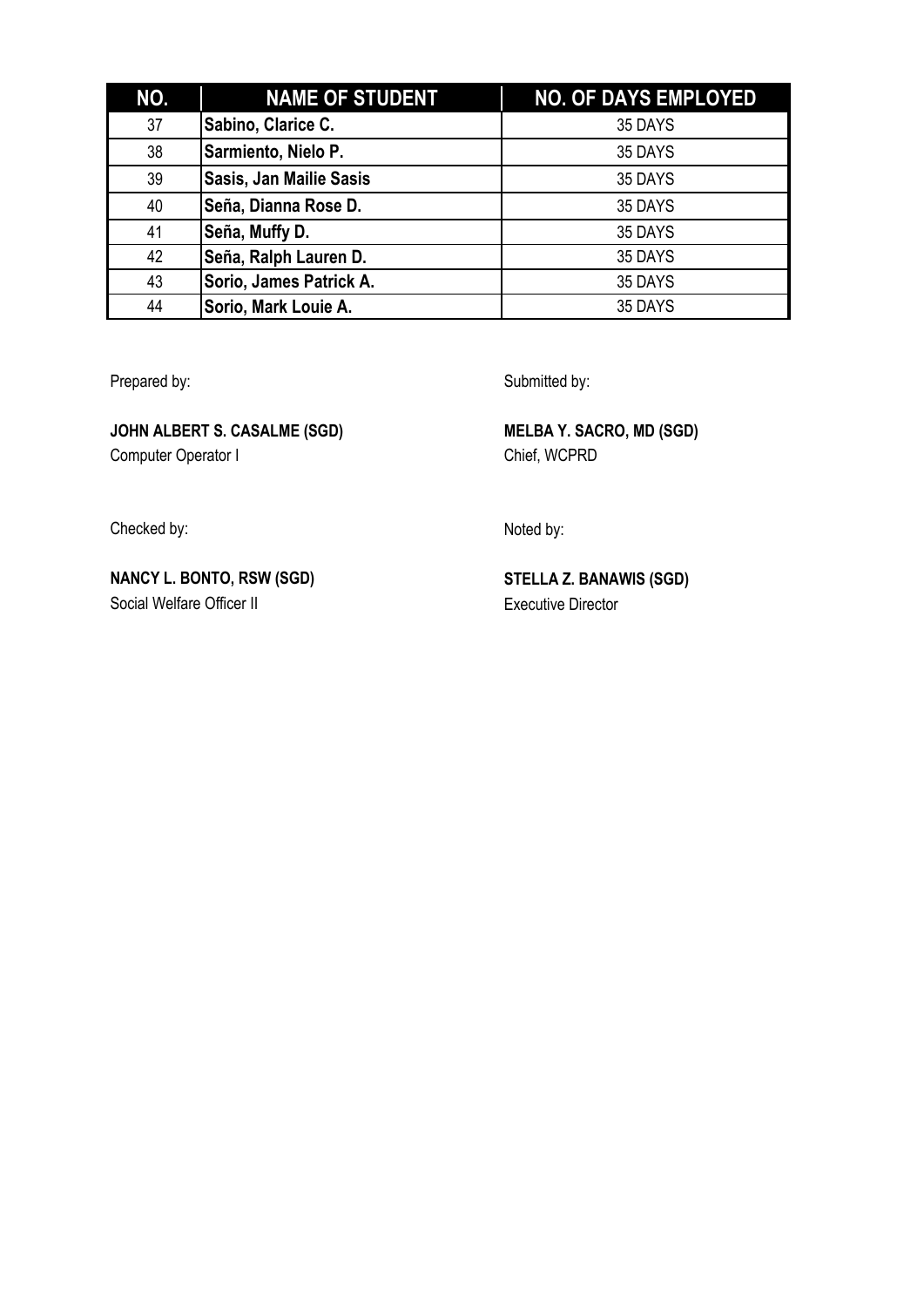| NO. | NAME OF STUDENT | NO. OF DAYS EMPLOYED |
| --- | --- | --- |
| 37 | **Sabino, Clarice C.** | 35 DAYS |
| 38 | **Sarmiento, Nielo P.** | 35 DAYS |
| 39 | **Sasis, Jan Mailie Sasis** | 35 DAYS |
| 40 | **Seña, Dianna Rose D.** | 35 DAYS |
| 41 | **Seña, Muffy D.** | 35 DAYS |
| 42 | **Seña, Ralph Lauren D.** | 35 DAYS |
| 43 | **Sorio, James Patrick A.** | 35 DAYS |
| 44 | **Sorio, Mark Louie A.** | 35 DAYS |

Prepared by:

**JOHN ALBERT S. CASALME (SGD)**
Computer Operator I

Submitted by:

**MELBA Y. SACRO, MD (SGD)**
Chief, WCPRD

Checked by:

**NANCY L. BONTO, RSW (SGD)**
Social Welfare Officer II

Noted by:

**STELLA Z. BANAWIS (SGD)**
Executive Director